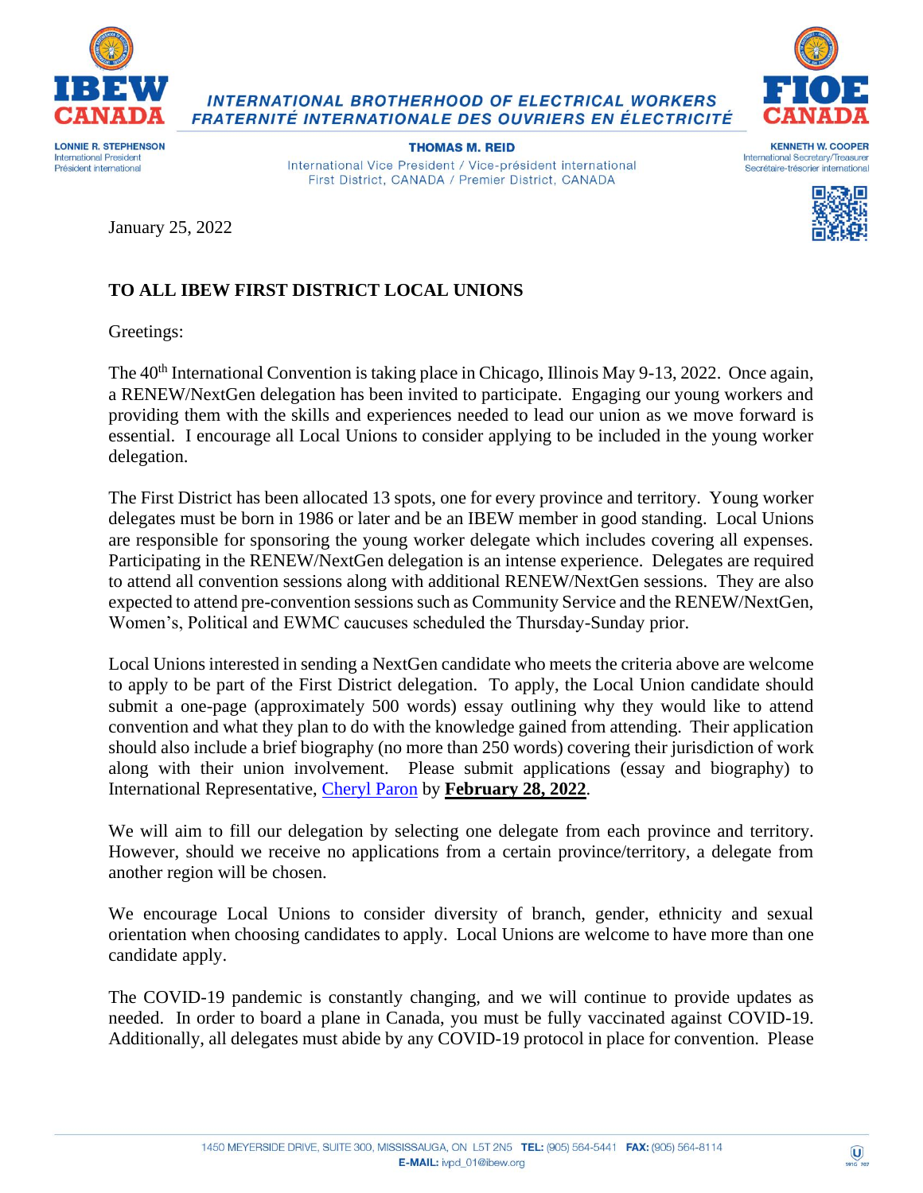**IBEW CANADA**

**INTERNATIONAL BROTHERHOOD OF ELECTRICAL WORKERS**
**FRATERNITÉ INTERNATIONALE DES OUVRIERS EN ÉLECTRICITÉ**

**FIOE CANADA**

**LONNIE R. STEPHENSON**
International President
Président international

**THOMAS M. REID**
International Vice President / Vice-président international
First District, CANADA / Premier District, CANADA

**KENNETH W. COOPER**
International Secretary/Treasurer
Secrétaire-trésorier international

January 25, 2022

**TO ALL IBEW FIRST DISTRICT LOCAL UNIONS**

Greetings:

The 40th International Convention is taking place in Chicago, Illinois May 9-13, 2022. Once again, a RENEW/NextGen delegation has been invited to participate. Engaging our young workers and providing them with the skills and experiences needed to lead our union as we move forward is essential. I encourage all Local Unions to consider applying to be included in the young worker delegation.

The First District has been allocated 13 spots, one for every province and territory. Young worker delegates must be born in 1986 or later and be an IBEW member in good standing. Local Unions are responsible for sponsoring the young worker delegate which includes covering all expenses. Participating in the RENEW/NextGen delegation is an intense experience. Delegates are required to attend all convention sessions along with additional RENEW/NextGen sessions. They are also expected to attend pre-convention sessions such as Community Service and the RENEW/NextGen, Women's, Political and EWMC caucuses scheduled the Thursday-Sunday prior.

Local Unions interested in sending a NextGen candidate who meets the criteria above are welcome to apply to be part of the First District delegation. To apply, the Local Union candidate should submit a one-page (approximately 500 words) essay outlining why they would like to attend convention and what they plan to do with the knowledge gained from attending. Their application should also include a brief biography (no more than 250 words) covering their jurisdiction of work along with their union involvement. Please submit applications (essay and biography) to International Representative, Cheryl Paron by **February 28, 2022**.

We will aim to fill our delegation by selecting one delegate from each province and territory. However, should we receive no applications from a certain province/territory, a delegate from another region will be chosen.

We encourage Local Unions to consider diversity of branch, gender, ethnicity and sexual orientation when choosing candidates to apply. Local Unions are welcome to have more than one candidate apply.

The COVID-19 pandemic is constantly changing, and we will continue to provide updates as needed. In order to board a plane in Canada, you must be fully vaccinated against COVID-19. Additionally, all delegates must abide by any COVID-19 protocol in place for convention. Please

1450 MEYERSIDE DRIVE, SUITE 300, MISSISSAUGA, ON L5T 2N5 **TEL:** (905) 564-5441 **FAX:** (905) 564-8114
**E-MAIL:** ivpd_01@ibew.org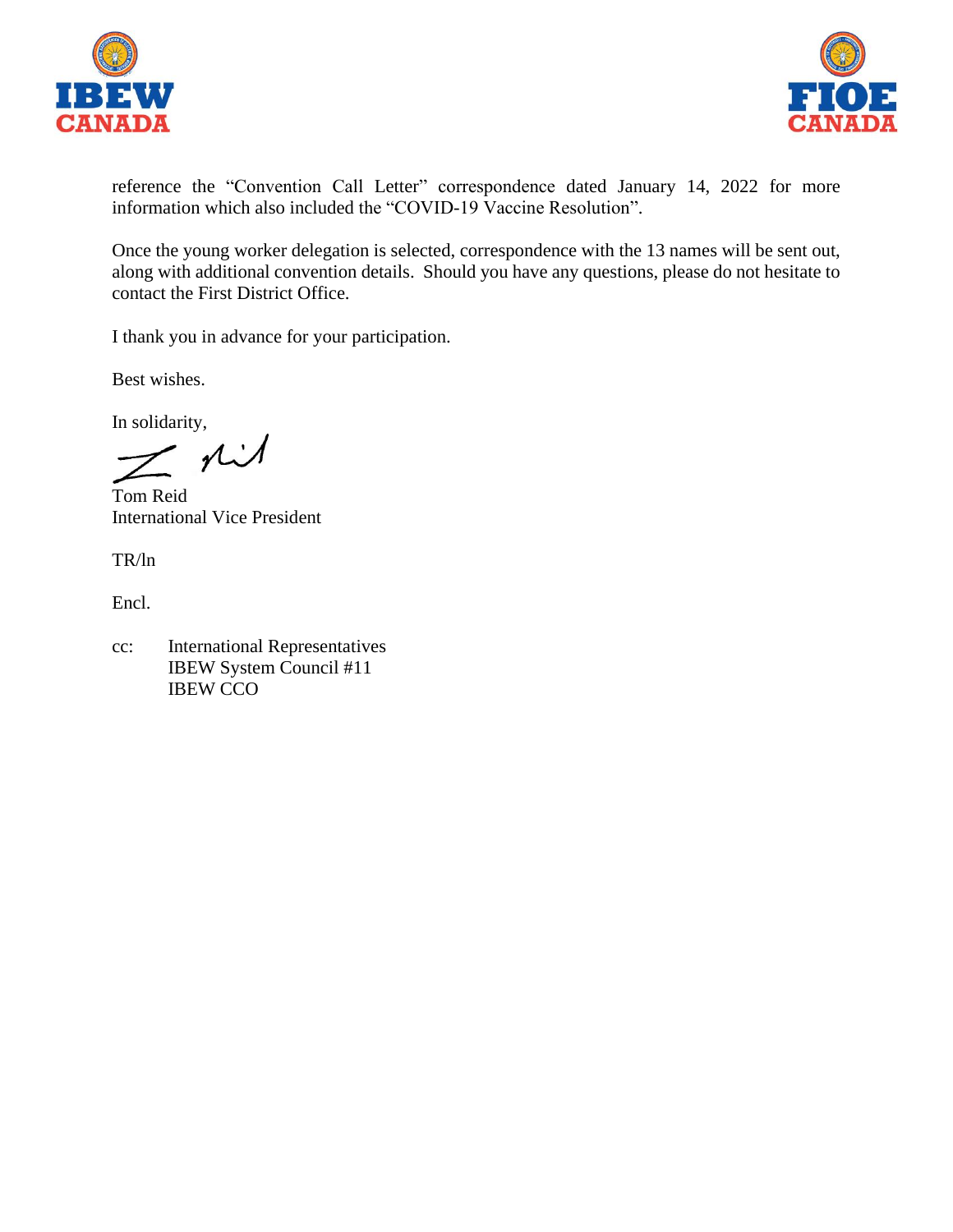reference the "Convention Call Letter" correspondence dated January 14, 2022 for more information which also included the "COVID-19 Vaccine Resolution".

Once the young worker delegation is selected, correspondence with the 13 names will be sent out, along with additional convention details. Should you have any questions, please do not hesitate to contact the First District Office.

I thank you in advance for your participation.

Best wishes.

In solidarity,

Tom Reid
International Vice President

TR/ln

Encl.

cc: International Representatives
IBEW System Council #11
IBEW CCO